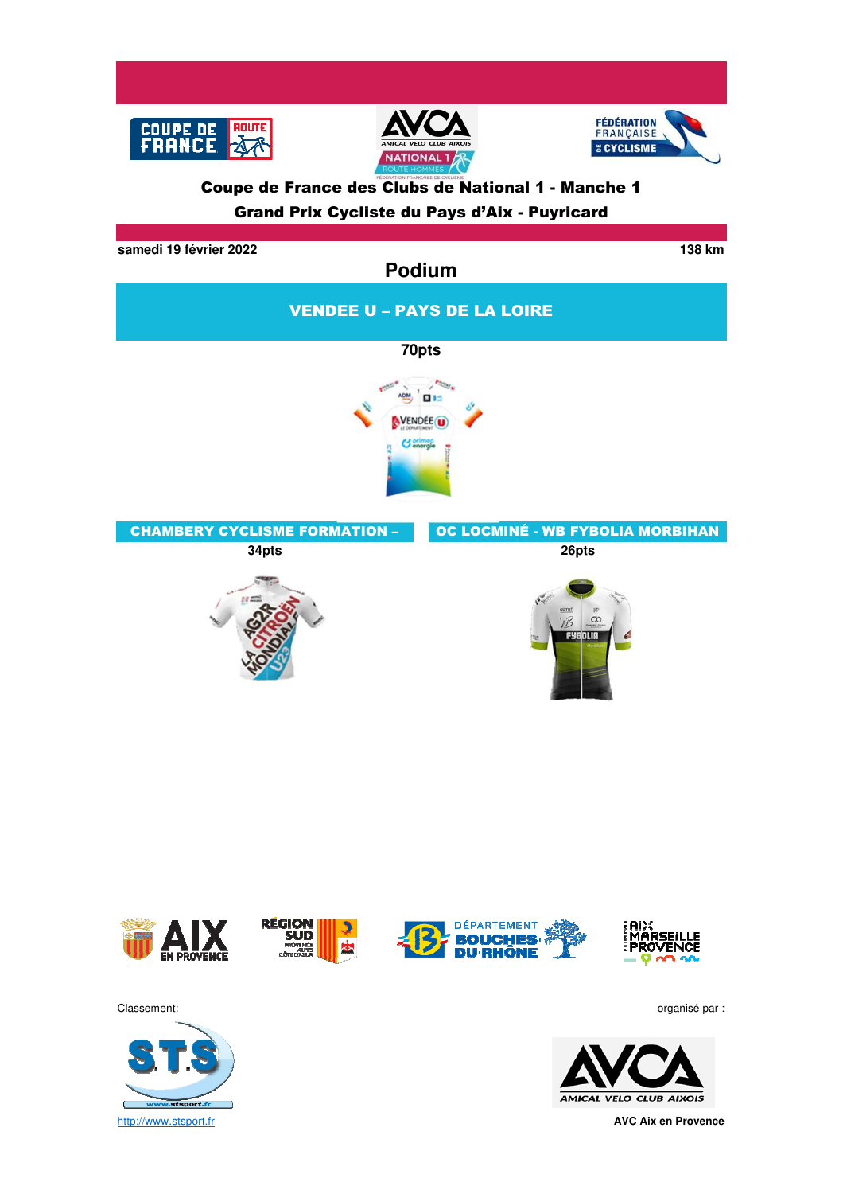# Coupe de France des Clubs de National 1 - Manche 1

## Grand Prix Cycliste du Pays d'Aix - Puyricard

**samedi 19 février 2022** **138 km**

## Podium

**VENDEE U – PAYS DE LA LOIRE**

**70pts**

**CHAMBERY CYCLISME FORMATION –**

**34pts**

**OC LOCMINÉ - WB FYBOLIA MORBIHAN**

**26pts**

Classement:

http://www.stsport.fr

organisé par :

**AVC Aix en Provence**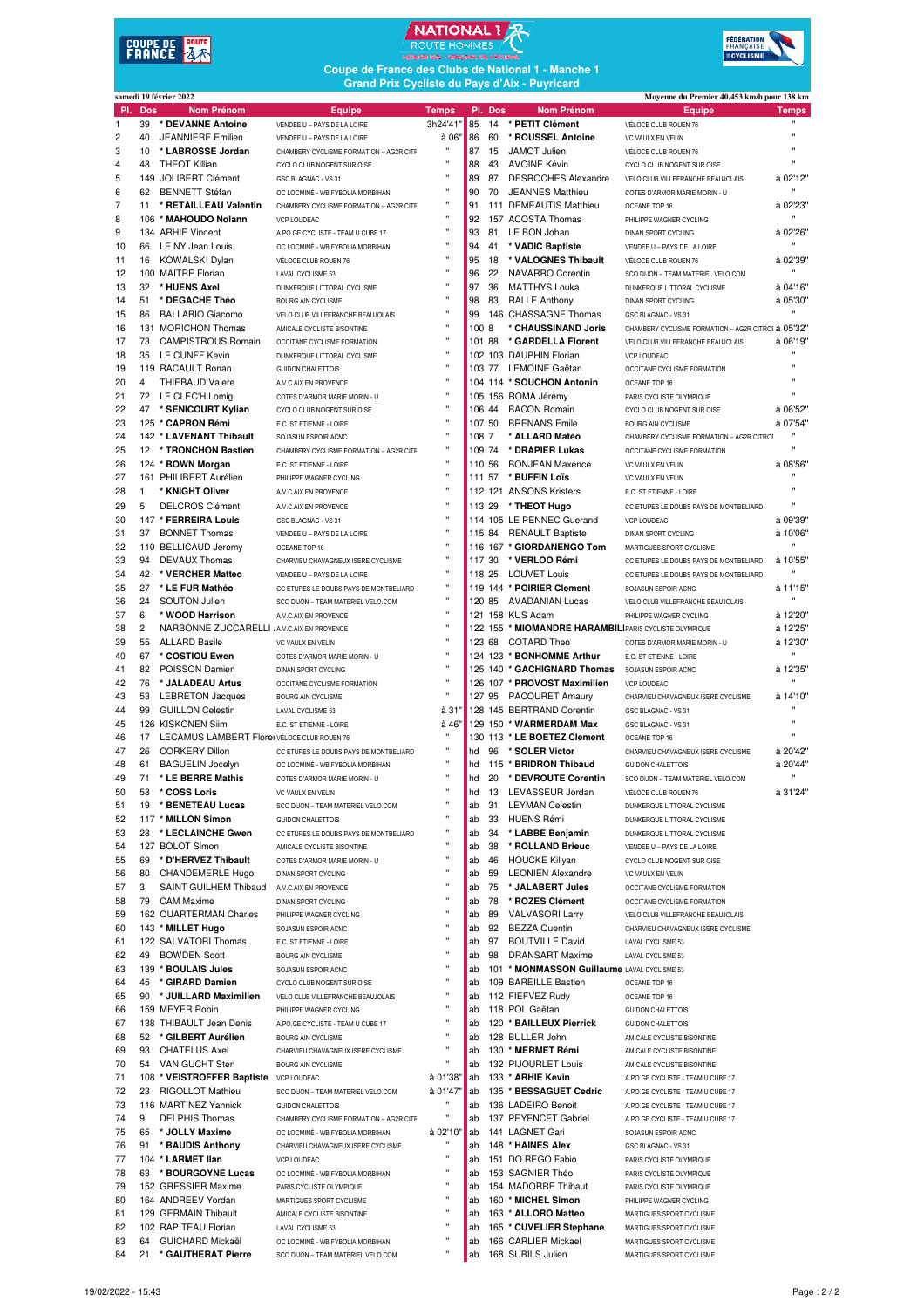# Coupe de France des Clubs de National 1 - Manche 1
## Grand Prix Cycliste du Pays d'Aix - Puyricard

samedi 19 février 2022

Moyenne du Premier 40,453 km/h pour 138 km

| Pl. | Dos | Nom Prénom | Equipe | Temps |
|---|---|---|---|---|
| 1 | 39 | * DEVANNE Antoine | VENDEE U – PAYS DE LA LOIRE | 3h24'41" |
| 2 | 40 | JEANNIERE Emilien | VENDEE U – PAYS DE LA LOIRE | à 06" |
| 3 | 10 | * LABROSSE Jordan | CHAMBERY CYCLISME FORMATION – AG2R CITF | " |
| 4 | 48 | THEOT Killian | CYCLO CLUB NOGENT SUR OISE | " |
| 5 | 149 | JOLIBERT Clément | GSC BLAGNAC - VS 31 | " |
| 6 | 62 | BENNETT Stéfan | OC LOCMINÉ - WB FYBOLIA MORBIHAN | " |
| 7 | 11 | * RETAILLEAU Valentin | CHAMBERY CYCLISME FORMATION – AG2R CITF | " |
| 8 | 106 | * MAHOUDO Nolann | VCP LOUDEAC | " |
| 9 | 134 | ARHIE Vincent | A.PO.GE CYCLISTE - TEAM U CUBE 17 | " |
| 10 | 66 | LE NY Jean Louis | OC LOCMINÉ - WB FYBOLIA MORBIHAN | " |
| 11 | 16 | KOWALSKI Dylan | VÉLOCE CLUB ROUEN 76 | " |
| 12 | 100 | MAITRE Florian | LAVAL CYCLISME 53 | " |
| 13 | 32 | * HUENS Axel | DUNKERQUE LITTORAL CYCLISME | " |
| 14 | 51 | * DEGACHE Théo | BOURG AIN CYCLISME | " |
| 15 | 86 | BALLABIO Giacomo | VELO CLUB VILLEFRANCHE BEAUJOLAIS | " |
| 16 | 131 | MORICHON Thomas | AMICALE CYCLISTE BISONTINE | " |
| 17 | 73 | CAMPISTROUS Romain | OCCITANE CYCLISME FORMATION | " |
| 18 | 35 | LE CUNFF Kevin | DUNKERQUE LITTORAL CYCLISME | " |
| 19 | 119 | RACAULT Ronan | GUIDON CHALETTOIS | " |
| 20 | 4 | THIEBAUD Valere | A.V.C.AIX EN PROVENCE | " |
| 21 | 72 | LE CLEC'H Lomig | COTES D'ARMOR MARIE MORIN - U | " |
| 22 | 47 | * SENICOURT Kylian | CYCLO CLUB NOGENT SUR OISE | " |
| 23 | 125 | * CAPRON Rémi | E.C. ST ETIENNE - LOIRE | " |
| 24 | 142 | * LAVENANT Thibault | SOJASUN ESPOIR ACNC | " |
| 25 | 12 | * TRONCHON Bastien | CHAMBERY CYCLISME FORMATION – AG2R CITF | " |
| 26 | 124 | * BOWN Morgan | E.C. ST ETIENNE - LOIRE | " |
| 27 | 161 | PHILIBERT Aurélien | PHILIPPE WAGNER CYCLING | " |
| 28 | 1 | * KNIGHT Oliver | A.V.C.AIX EN PROVENCE | " |
| 29 | 5 | DELCROS Clément | A.V.C.AIX EN PROVENCE | " |
| 30 | 147 | * FERREIRA Louis | GSC BLAGNAC - VS 31 | " |
| 31 | 37 | BONNET Thomas | VENDEE U – PAYS DE LA LOIRE | " |
| 32 | 110 | BELLICAUD Jeremy | OCEANE TOP 16 | " |
| 33 | 94 | DEVAUX Thomas | CHARVIEU CHAVAGNEUX ISERE CYCLISME | " |
| 34 | 42 | * VERCHER Matteo | VENDEE U – PAYS DE LA LOIRE | " |
| 35 | 27 | * LE FUR Mathéo | CC ETUPES LE DOUBS PAYS DE MONTBELIARD | " |
| 36 | 24 | SOUTON Julien | SCO DIJON – TEAM MATERIEL VELO.COM | " |
| 37 | 6 | * WOOD Harrison | A.V.C.AIX EN PROVENCE | " |
| 38 | 2 | NARBONNE ZUCCARELLI | A.V.C.AIX EN PROVENCE | " |
| 39 | 55 | ALLARD Basile | VC VAULX EN VELIN | " |
| 40 | 67 | * COSTIOU Ewen | COTES D'ARMOR MARIE MORIN - U | " |
| 41 | 82 | POISSON Damien | DINAN SPORT CYCLING | " |
| 42 | 76 | * JALADEAU Artus | OCCITANE CYCLISME FORMATION | " |
| 43 | 53 | LEBRETON Jacques | BOURG AIN CYCLISME | " |
| 44 | 99 | GUILLON Celestin | LAVAL CYCLISME 53 | à 31" |
| 45 | 126 | KISKONEN Siim | E.C. ST ETIENNE - LOIRE | à 46" |
| 46 | 17 | LECAMUS LAMBERT Florer | VÉLOCE CLUB ROUEN 76 | " |
| 47 | 26 | CORKERY Dillon | CC ETUPES LE DOUBS PAYS DE MONTBELIARD | " |
| 48 | 61 | BAGUELIN Jocelyn | OC LOCMINÉ - WB FYBOLIA MORBIHAN | " |
| 49 | 71 | * LE BERRE Mathis | COTES D'ARMOR MARIE MORIN - U | " |
| 50 | 58 | * COSS Loris | VC VAULX EN VELIN | " |
| 51 | 19 | * BENETEAU Lucas | SCO DIJON – TEAM MATERIEL VELO.COM | " |
| 52 | 117 | * MILLON Simon | GUIDON CHALETTOIS | " |
| 53 | 28 | * LECLAINCHE Gwen | CC ETUPES LE DOUBS PAYS DE MONTBELIARD | " |
| 54 | 127 | BOLOT Simon | AMICALE CYCLISTE BISONTINE | " |
| 55 | 69 | * D'HERVEZ Thibault | COTES D'ARMOR MARIE MORIN - U | " |
| 56 | 80 | CHANDEMERLE Hugo | DINAN SPORT CYCLING | " |
| 57 | 3 | SAINT GUILHEM Thibaud | A.V.C.AIX EN PROVENCE | " |
| 58 | 79 | CAM Maxime | DINAN SPORT CYCLING | " |
| 59 | 162 | QUARTERMAN Charles | PHILIPPE WAGNER CYCLING | " |
| 60 | 143 | * MILLET Hugo | SOJASUN ESPOIR ACNC | " |
| 61 | 122 | SALVATORI Thomas | E.C. ST ETIENNE - LOIRE | " |
| 62 | 49 | BOWDEN Scott | BOURG AIN CYCLISME | " |
| 63 | 139 | * BOULAIS Jules | SOJASUN ESPOIR ACNC | " |
| 64 | 45 | * GIRARD Damien | CYCLO CLUB NOGENT SUR OISE | " |
| 65 | 90 | * JUILLARD Maximilien | VELO CLUB VILLEFRANCHE BEAUJOLAIS | " |
| 66 | 159 | MEYER Robin | PHILIPPE WAGNER CYCLING | " |
| 67 | 138 | THIBAULT Jean Denis | A.PO.GE CYCLISTE - TEAM U CUBE 17 | " |
| 68 | 52 | * GILBERT Aurélien | BOURG AIN CYCLISME | " |
| 69 | 93 | CHATELUS Axel | CHARVIEU CHAVAGNEUX ISERE CYCLISME | " |
| 70 | 54 | VAN GUCHT Sten | BOURG AIN CYCLISME | " |
| 71 | 108 | * VEISTROFFER Baptiste | VCP LOUDEAC | à 01'38" |
| 72 | 23 | RIGOLLOT Mathieu | SCO DIJON – TEAM MATERIEL VELO.COM | à 01'47" |
| 73 | 116 | MARTINEZ Yannick | GUIDON CHALETTOIS | " |
| 74 | 9 | DELPHIS Thomas | CHAMBERY CYCLISME FORMATION – AG2R CITF | " |
| 75 | 65 | * JOLLY Maxime | OC LOCMINÉ - WB FYBOLIA MORBIHAN | à 02'10" |
| 76 | 91 | * BAUDIS Anthony | CHARVIEU CHAVAGNEUX ISERE CYCLISME | " |
| 77 | 104 | * LARMET Ilan | VCP LOUDEAC | " |
| 78 | 63 | * BOURGOYNE Lucas | OC LOCMINÉ - WB FYBOLIA MORBIHAN | " |
| 79 | 152 | GRESSIER Maxime | PARIS CYCLISTE OLYMPIQUE | " |
| 80 | 164 | ANDREEV Yordan | MARTIGUES SPORT CYCLISME | " |
| 81 | 129 | GERMAIN Thibault | AMICALE CYCLISTE BISONTINE | " |
| 82 | 102 | RAPITEAU Florian | LAVAL CYCLISME 53 | " |
| 83 | 64 | GUICHARD Mickaël | OC LOCMINÉ - WB FYBOLIA MORBIHAN | " |
| 84 | 21 | * GAUTHERAT Pierre | SCO DIJON – TEAM MATERIEL VELO.COM | " |
| 85 | 14 | * PETIT Clément | VÉLOCE CLUB ROUEN 76 | " |
| 86 | 60 | * ROUSSEL Antoine | VC VAULX EN VELIN | " |
| 87 | 15 | JAMOT Julien | VÉLOCE CLUB ROUEN 76 | " |
| 88 | 43 | AVOINE Kévin | CYCLO CLUB NOGENT SUR OISE | " |
| 89 | 87 | DESROCHES Alexandre | VELO CLUB VILLEFRANCHE BEAUJOLAIS | à 02'12" |
| 90 | 70 | JEANNES Matthieu | COTES D'ARMOR MARIE MORIN - U | " |
| 91 | 111 | DEMEAUTIS Matthieu | OCEANE TOP 16 | à 02'23" |
| 92 | 157 | ACOSTA Thomas | PHILIPPE WAGNER CYCLING | " |
| 93 | 81 | LE BON Johan | DINAN SPORT CYCLING | à 02'26" |
| 94 | 41 | * VADIC Baptiste | VENDEE U – PAYS DE LA LOIRE | " |
| 95 | 18 | * VALOGNES Thibault | VÉLOCE CLUB ROUEN 76 | à 02'39" |
| 96 | 22 | NAVARRO Corentin | SCO DIJON – TEAM MATERIEL VELO.COM | " |
| 97 | 36 | MATTHYS Louka | DUNKERQUE LITTORAL CYCLISME | à 04'16" |
| 98 | 83 | RALLE Anthony | DINAN SPORT CYCLING | à 05'30" |
| 99 | 146 | CHASSAGNE Thomas | GSC BLAGNAC - VS 31 | " |
| 100 | 8 | * CHAUSSINAND Joris | CHAMBERY CYCLISME FORMATION – AG2R CITROI | à 05'32" |
| 101 | 88 | * GARDELLA Florent | VELO CLUB VILLEFRANCHE BEAUJOLAIS | à 06'19" |
| 102 | 103 | DAUPHIN Florian | VCP LOUDEAC | " |
| 103 | 77 | LEMOINE Gaëtan | OCCITANE CYCLISME FORMATION | " |
| 104 | 114 | * SOUCHON Antonin | OCEANE TOP 16 | " |
| 105 | 156 | ROMA Jérémy | PARIS CYCLISTE OLYMPIQUE | " |
| 106 | 44 | BACON Romain | CYCLO CLUB NOGENT SUR OISE | à 06'52" |
| 107 | 50 | BRENANS Emile | BOURG AIN CYCLISME | à 07'54" |
| 108 | 7 | * ALLARD Matéo | CHAMBERY CYCLISME FORMATION – AG2R CITROI | " |
| 109 | 74 | * DRAPIER Lukas | OCCITANE CYCLISME FORMATION | " |
| 110 | 56 | BONJEAN Maxence | VC VAULX EN VELIN | à 08'56" |
| 111 | 57 | * BUFFIN Loïs | VC VAULX EN VELIN | " |
| 112 | 121 | ANSONS Kristers | E.C. ST ETIENNE - LOIRE | " |
| 113 | 29 | * THEOT Hugo | CC ETUPES LE DOUBS PAYS DE MONTBELIARD | " |
| 114 | 105 | LE PENNEC Guerand | VCP LOUDEAC | à 09'39" |
| 115 | 84 | RENAULT Baptiste | DINAN SPORT CYCLING | à 10'06" |
| 116 | 167 | * GIORDANENGO Tom | MARTIGUES SPORT CYCLISME | " |
| 117 | 30 | * VERLOO Rémi | CC ETUPES LE DOUBS PAYS DE MONTBELIARD | à 10'55" |
| 118 | 25 | LOUVET Louis | CC ETUPES LE DOUBS PAYS DE MONTBELIARD | " |
| 119 | 144 | * POIRIER Clement | SOJASUN ESPOIR ACNC | à 11'15" |
| 120 | 85 | AVADANIAN Lucas | VELO CLUB VILLEFRANCHE BEAUJOLAIS | " |
| 121 | 158 | KUS Adam | PHILIPPE WAGNER CYCLING | à 12'20" |
| 122 | 155 | * MIOMANDRE HARAMBILI | PARIS CYCLISTE OLYMPIQUE | à 12'25" |
| 123 | 68 | COTARD Theo | COTES D'ARMOR MARIE MORIN - U | à 12'30" |
| 124 | 123 | * BONHOMME Arthur | E.C. ST ETIENNE - LOIRE | " |
| 125 | 140 | * GACHIGNARD Thomas | SOJASUN ESPOIR ACNC | à 12'35" |
| 126 | 107 | * PROVOST Maximilien | VCP LOUDEAC | " |
| 127 | 95 | PACOURET Amaury | CHARVIEU CHAVAGNEUX ISERE CYCLISME | à 14'10" |
| 128 | 145 | BERTRAND Corentin | GSC BLAGNAC - VS 31 | " |
| 129 | 150 | * WARMERDAM Max | GSC BLAGNAC - VS 31 | " |
| 130 | 113 | * LE BOETEZ Clement | OCEANE TOP 16 | " |
| hd | 96 | * SOLER Victor | CHARVIEU CHAVAGNEUX ISERE CYCLISME | à 20'42" |
| hd | 115 | * BRIDRON Thibaud | GUIDON CHALETTOIS | à 20'44" |
| hd | 20 | * DEVROUTE Corentin | SCO DIJON – TEAM MATERIEL VELO.COM | " |
| hd | 13 | LEVASSEUR Jordan | VÉLOCE CLUB ROUEN 76 | à 31'24" |
| ab | 31 | LEYMAN Celestin | DUNKERQUE LITTORAL CYCLISME | |
| ab | 33 | HUENS Rémi | DUNKERQUE LITTORAL CYCLISME | |
| ab | 34 | * LABBE Benjamin | DUNKERQUE LITTORAL CYCLISME | |
| ab | 38 | * ROLLAND Brieuc | VENDEE U – PAYS DE LA LOIRE | |
| ab | 46 | HOUCKE Killyan | CYCLO CLUB NOGENT SUR OISE | |
| ab | 59 | LEONIEN Alexandre | VC VAULX EN VELIN | |
| ab | 75 | * JALABERT Jules | OCCITANE CYCLISME FORMATION | |
| ab | 78 | * ROZES Clément | OCCITANE CYCLISME FORMATION | |
| ab | 89 | VALVASORI Larry | VELO CLUB VILLEFRANCHE BEAUJOLAIS | |
| ab | 92 | BEZZA Quentin | CHARVIEU CHAVAGNEUX ISERE CYCLISME | |
| ab | 97 | BOUTVILLE David | LAVAL CYCLISME 53 | |
| ab | 98 | DRANSART Maxime | LAVAL CYCLISME 53 | |
| ab | 101 | * MONMASSON Guillaume | LAVAL CYCLISME 53 | |
| ab | 109 | BAREILLE Bastien | OCEANE TOP 16 | |
| ab | 112 | FIEFVEZ Rudy | OCEANE TOP 16 | |
| ab | 118 | POL Gaëtan | GUIDON CHALETTOIS | |
| ab | 120 | * BAILLEUX Pierrick | GUIDON CHALETTOIS | |
| ab | 128 | BULLER John | AMICALE CYCLISTE BISONTINE | |
| ab | 130 | * MERMET Rémi | AMICALE CYCLISTE BISONTINE | |
| ab | 132 | PIJOURLET Louis | AMICALE CYCLISTE BISONTINE | |
| ab | 133 | * ARHIE Kevin | A.PO.GE CYCLISTE - TEAM U CUBE 17 | |
| ab | 135 | * BESSAGUET Cedric | A.PO.GE CYCLISTE - TEAM U CUBE 17 | |
| ab | 136 | LADEIRO Benoit | A.PO.GE CYCLISTE - TEAM U CUBE 17 | |
| ab | 137 | PEYENCET Gabriel | A.PO.GE CYCLISTE - TEAM U CUBE 17 | |
| ab | 141 | LAGNET Gari | SOJASUN ESPOIR ACNC | |
| ab | 148 | * HAINES Alex | GSC BLAGNAC - VS 31 | |
| ab | 151 | DO REGO Fabio | PARIS CYCLISTE OLYMPIQUE | |
| ab | 153 | SAGNIER Théo | PARIS CYCLISTE OLYMPIQUE | |
| ab | 154 | MADORRE Thibaut | PARIS CYCLISTE OLYMPIQUE | |
| ab | 160 | * MICHEL Simon | PHILIPPE WAGNER CYCLING | |
| ab | 163 | * ALLORO Matteo | MARTIGUES SPORT CYCLISME | |
| ab | 165 | * CUVELIER Stephane | MARTIGUES SPORT CYCLISME | |
| ab | 166 | CARLIER Mickael | MARTIGUES SPORT CYCLISME | |
| ab | 168 | SUBILS Julien | MARTIGUES SPORT CYCLISME | |

19/02/2022 - 15:43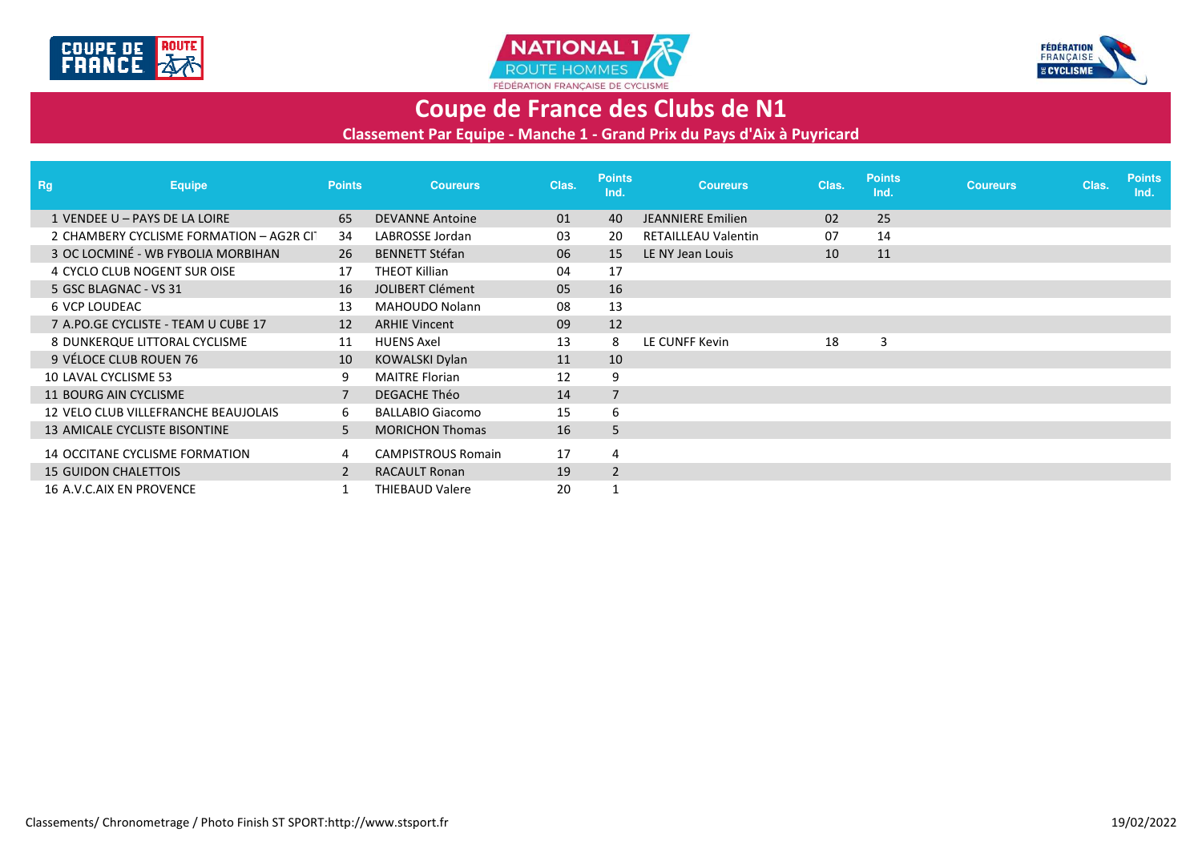# Coupe de France des Clubs de N1

## Classement Par Equipe - Manche 1 - Grand Prix du Pays d'Aix à Puyricard

| Rg | Equipe | Points | Coureurs | Clas. | Points Ind. | Coureurs | Clas. | Points Ind. | Coureurs | Clas. | Points Ind. |
|---|---|---|---|---|---|---|---|---|---|---|---|
| 1 | VENDEE U – PAYS DE LA LOIRE | 65 | DEVANNE Antoine | 01 | 40 | JEANNIERE Emilien | 02 | 25 | | | |
| 2 | CHAMBERY CYCLISME FORMATION – AG2R CI | 34 | LABROSSE Jordan | 03 | 20 | RETAILLEAU Valentin | 07 | 14 | | | |
| 3 | OC LOCMINÉ - WB FYBOLIA MORBIHAN | 26 | BENNETT Stéfan | 06 | 15 | LE NY Jean Louis | 10 | 11 | | | |
| 4 | CYCLO CLUB NOGENT SUR OISE | 17 | THEOT Killian | 04 | 17 | | | | | | |
| 5 | GSC BLAGNAC - VS 31 | 16 | JOLIBERT Clément | 05 | 16 | | | | | | |
| 6 | VCP LOUDEAC | 13 | MAHOUDO Nolann | 08 | 13 | | | | | | |
| 7 | A.PO.GE CYCLISTE - TEAM U CUBE 17 | 12 | ARHIE Vincent | 09 | 12 | | | | | | |
| 8 | DUNKERQUE LITTORAL CYCLISME | 11 | HUENS Axel | 13 | 8 | LE CUNFF Kevin | 18 | 3 | | | |
| 9 | VÉLOCE CLUB ROUEN 76 | 10 | KOWALSKI Dylan | 11 | 10 | | | | | | |
| 10 | LAVAL CYCLISME 53 | 9 | MAITRE Florian | 12 | 9 | | | | | | |
| 11 | BOURG AIN CYCLISME | 7 | DEGACHE Théo | 14 | 7 | | | | | | |
| 12 | VELO CLUB VILLEFRANCHE BEAUJOLAIS | 6 | BALLABIO Giacomo | 15 | 6 | | | | | | |
| 13 | AMICALE CYCLISTE BISONTINE | 5 | MORICHON Thomas | 16 | 5 | | | | | | |
| 14 | OCCITANE CYCLISME FORMATION | 4 | CAMPISTROUS Romain | 17 | 4 | | | | | | |
| 15 | GUIDON CHALETTOIS | 2 | RACAULT Ronan | 19 | 2 | | | | | | |
| 16 | A.V.C.AIX EN PROVENCE | 1 | THIEBAUD Valere | 20 | 1 | | | | | | |

Classements/ Chronometrage / Photo Finish ST SPORT:http://www.stsport.fr

19/02/2022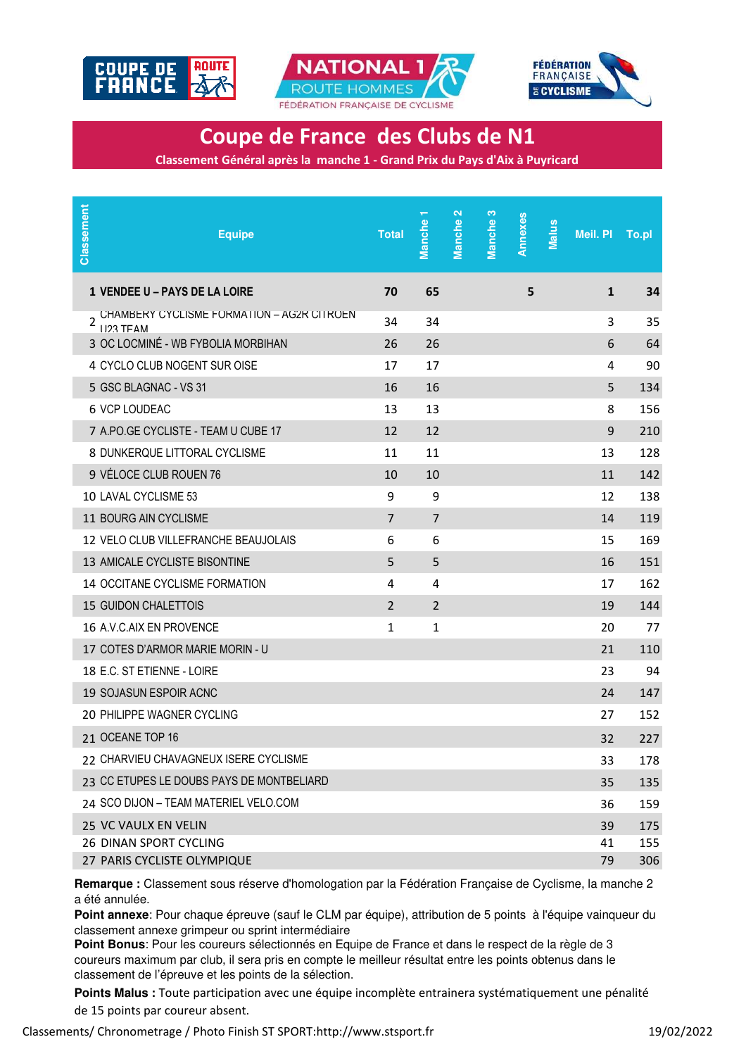# Coupe de France des Clubs de N1

**Classement Général après la manche 1 - Grand Prix du Pays d'Aix à Puyricard**

| Classement | Equipe | Total | Manche 1 | Manche 2 | Manche 3 | Annexes | Malus | Meil. Pl | To.pl |
|---|---|---|---|---|---|---|---|---|---|
| **1** | **VENDEE U – PAYS DE LA LOIRE** | **70** | **65** | | | **5** | | **1** | **34** |
| 2 | CHAMBERY CYCLISME FORMATION – AG2R CITROEN U23 TEAM | 34 | 34 | | | | | 3 | 35 |
| 3 | OC LOCMINÉ - WB FYBOLIA MORBIHAN | 26 | 26 | | | | | 6 | 64 |
| 4 | CYCLO CLUB NOGENT SUR OISE | 17 | 17 | | | | | 4 | 90 |
| 5 | GSC BLAGNAC - VS 31 | 16 | 16 | | | | | 5 | 134 |
| 6 | VCP LOUDEAC | 13 | 13 | | | | | 8 | 156 |
| 7 | A.PO.GE CYCLISTE - TEAM U CUBE 17 | 12 | 12 | | | | | 9 | 210 |
| 8 | DUNKERQUE LITTORAL CYCLISME | 11 | 11 | | | | | 13 | 128 |
| 9 | VÉLOCE CLUB ROUEN 76 | 10 | 10 | | | | | 11 | 142 |
| 10 | LAVAL CYCLISME 53 | 9 | 9 | | | | | 12 | 138 |
| 11 | BOURG AIN CYCLISME | 7 | 7 | | | | | 14 | 119 |
| 12 | VELO CLUB VILLEFRANCHE BEAUJOLAIS | 6 | 6 | | | | | 15 | 169 |
| 13 | AMICALE CYCLISTE BISONTINE | 5 | 5 | | | | | 16 | 151 |
| 14 | OCCITANE CYCLISME FORMATION | 4 | 4 | | | | | 17 | 162 |
| 15 | GUIDON CHALETTOIS | 2 | 2 | | | | | 19 | 144 |
| 16 | A.V.C.AIX EN PROVENCE | 1 | 1 | | | | | 20 | 77 |
| 17 | COTES D'ARMOR MARIE MORIN - U | | | | | | | 21 | 110 |
| 18 | E.C. ST ETIENNE - LOIRE | | | | | | | 23 | 94 |
| 19 | SOJASUN ESPOIR ACNC | | | | | | | 24 | 147 |
| 20 | PHILIPPE WAGNER CYCLING | | | | | | | 27 | 152 |
| 21 | OCEANE TOP 16 | | | | | | | 32 | 227 |
| 22 | CHARVIEU CHAVAGNEUX ISERE CYCLISME | | | | | | | 33 | 178 |
| 23 | CC ETUPES LE DOUBS PAYS DE MONTBELIARD | | | | | | | 35 | 135 |
| 24 | SCO DIJON – TEAM MATERIEL VELO.COM | | | | | | | 36 | 159 |
| 25 | VC VAULX EN VELIN | | | | | | | 39 | 175 |
| 26 | DINAN SPORT CYCLING | | | | | | | 41 | 155 |
| 27 | PARIS CYCLISTE OLYMPIQUE | | | | | | | 79 | 306 |

**Remarque :** Classement sous réserve d'homologation par la Fédération Française de Cyclisme, la manche 2 a été annulée.

**Point annexe**: Pour chaque épreuve (sauf le CLM par équipe), attribution de 5 points à l'équipe vainqueur du classement annexe grimpeur ou sprint intermédiaire

**Point Bonus**: Pour les coureurs sélectionnés en Equipe de France et dans le respect de la règle de 3 coureurs maximum par club, il sera pris en compte le meilleur résultat entre les points obtenus dans le classement de l'épreuve et les points de la sélection.

**Points Malus :** Toute participation avec une équipe incomplète entrainera systématiquement une pénalité de 15 points par coureur absent.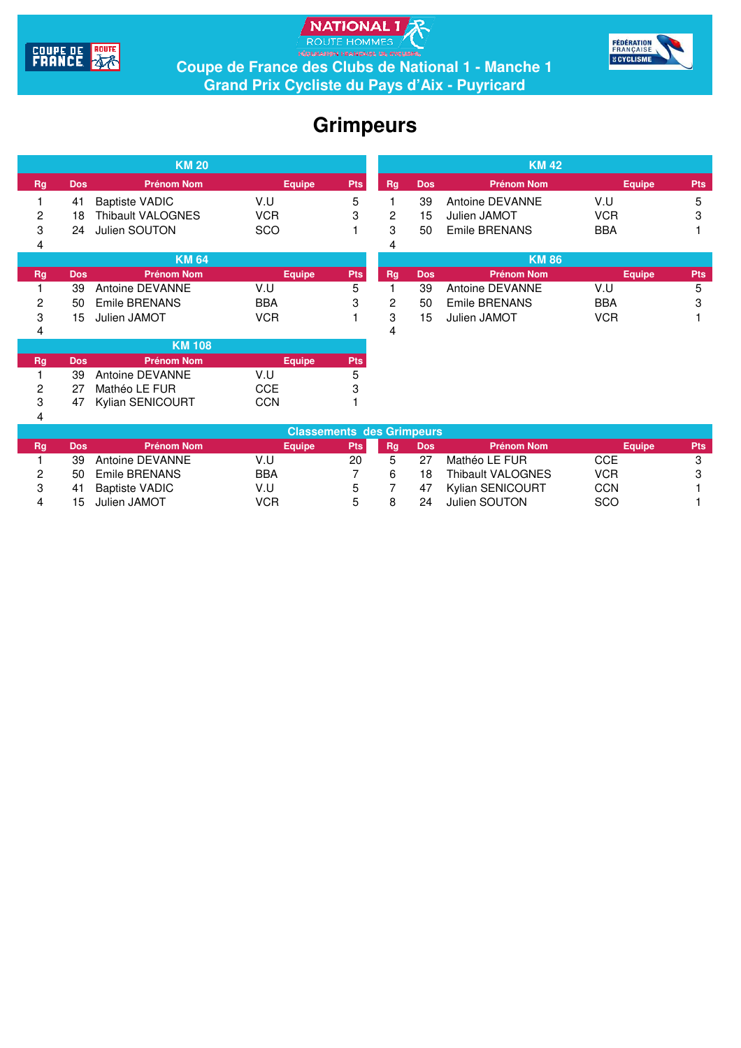# Coupe de France des Clubs de National 1 - Manche 1
## Grand Prix Cycliste du Pays d'Aix - Puyricard

# Grimpeurs

### KM 20

| Rg | Dos | Prénom Nom | Equipe | Pts |
|---|---|---|---|---|
| 1 | 41 | Baptiste VADIC | V.U | 5 |
| 2 | 18 | Thibault VALOGNES | VCR | 3 |
| 3 | 24 | Julien SOUTON | SCO | 1 |
| 4 | | | | |

### KM 42

| Rg | Dos | Prénom Nom | Equipe | Pts |
|---|---|---|---|---|
| 1 | 39 | Antoine DEVANNE | V.U | 5 |
| 2 | 15 | Julien JAMOT | VCR | 3 |
| 3 | 50 | Emile BRENANS | BBA | 1 |
| 4 | | | | |

### KM 64

| Rg | Dos | Prénom Nom | Equipe | Pts |
|---|---|---|---|---|
| 1 | 39 | Antoine DEVANNE | V.U | 5 |
| 2 | 50 | Emile BRENANS | BBA | 3 |
| 3 | 15 | Julien JAMOT | VCR | 1 |
| 4 | | | | |

### KM 86

| Rg | Dos | Prénom Nom | Equipe | Pts |
|---|---|---|---|---|
| 1 | 39 | Antoine DEVANNE | V.U | 5 |
| 2 | 50 | Emile BRENANS | BBA | 3 |
| 3 | 15 | Julien JAMOT | VCR | 1 |
| 4 | | | | |

### KM 108

| Rg | Dos | Prénom Nom | Equipe | Pts |
|---|---|---|---|---|
| 1 | 39 | Antoine DEVANNE | V.U | 5 |
| 2 | 27 | Mathéo LE FUR | CCE | 3 |
| 3 | 47 | Kylian SENICOURT | CCN | 1 |
| 4 | | | | |

### Classements des Grimpeurs

| Rg | Dos | Prénom Nom | Equipe | Pts |
|---|---|---|---|---|
| 1 | 39 | Antoine DEVANNE | V.U | 20 |
| 2 | 50 | Emile BRENANS | BBA | 7 |
| 3 | 41 | Baptiste VADIC | V.U | 5 |
| 4 | 15 | Julien JAMOT | VCR | 5 |
| 5 | 27 | Mathéo LE FUR | CCE | 3 |
| 6 | 18 | Thibault VALOGNES | VCR | 3 |
| 7 | 47 | Kylian SENICOURT | CCN | 1 |
| 8 | 24 | Julien SOUTON | SCO | 1 |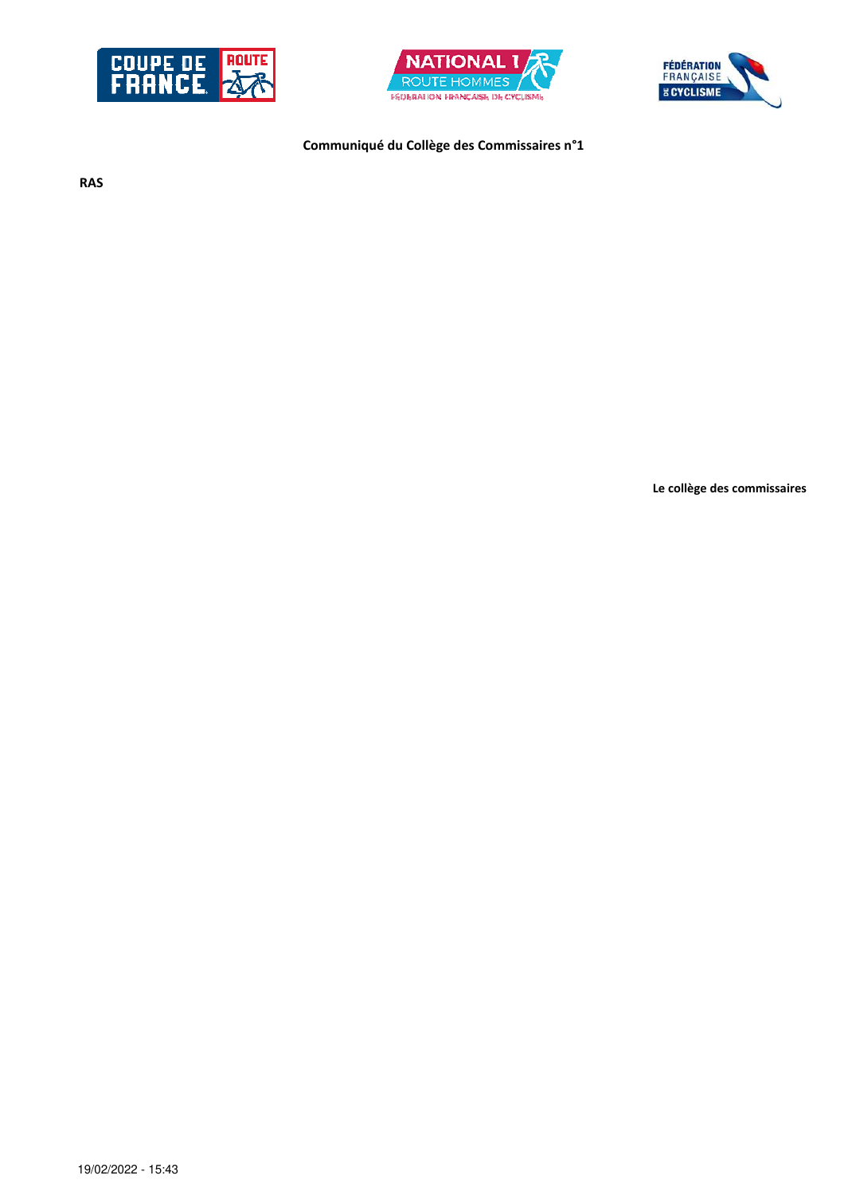**Communiqué du Collège des Commissaires n°1**

**RAS**

**Le collège des commissaires**

19/02/2022 - 15:43